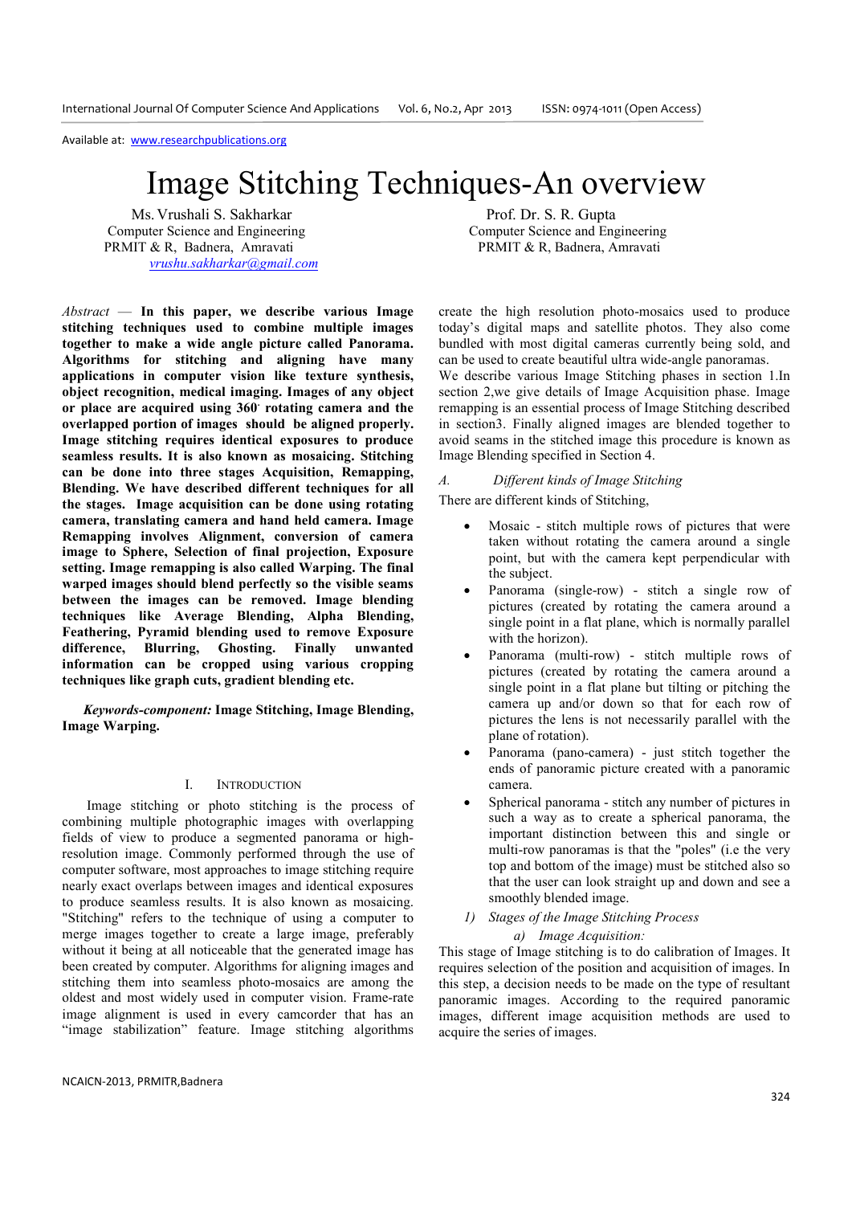Available at: www.researchpublications.org

# Image Stitching Techniques-An overview

Ms. Vrushali S. Sakharkar
Computer Science and Engineering
PRMIT & R, Badnera, Amravati
vrushu.sakharkar@gmail.com

Prof. Dr. S. R. Gupta
Computer Science and Engineering
PRMIT & R, Badnera, Amravati

*Abstract* — **In this paper, we describe various Image stitching techniques used to combine multiple images together to make a wide angle picture called Panorama. Algorithms for stitching and aligning have many applications in computer vision like texture synthesis, object recognition, medical imaging. Images of any object or place are acquired using 360° rotating camera and the overlapped portion of images should be aligned properly. Image stitching requires identical exposures to produce seamless results. It is also known as mosaicing. Stitching can be done into three stages Acquisition, Remapping, Blending. We have described different techniques for all the stages. Image acquisition can be done using rotating camera, translating camera and hand held camera. Image Remapping involves Alignment, conversion of camera image to Sphere, Selection of final projection, Exposure setting. Image remapping is also called Warping. The final warped images should blend perfectly so the visible seams between the images can be removed. Image blending techniques like Average Blending, Alpha Blending, Feathering, Pyramid blending used to remove Exposure difference, Blurring, Ghosting. Finally unwanted information can be cropped using various cropping techniques like graph cuts, gradient blending etc.**

***Keywords-component:*** **Image Stitching, Image Blending, Image Warping.**

## I. Introduction

Image stitching or photo stitching is the process of combining multiple photographic images with overlapping fields of view to produce a segmented panorama or high-resolution image. Commonly performed through the use of computer software, most approaches to image stitching require nearly exact overlaps between images and identical exposures to produce seamless results. It is also known as mosaicing. "Stitching" refers to the technique of using a computer to merge images together to create a large image, preferably without it being at all noticeable that the generated image has been created by computer. Algorithms for aligning images and stitching them into seamless photo-mosaics are among the oldest and most widely used in computer vision. Frame-rate image alignment is used in every camcorder that has an "image stabilization" feature. Image stitching algorithms create the high resolution photo-mosaics used to produce today's digital maps and satellite photos. They also come bundled with most digital cameras currently being sold, and can be used to create beautiful ultra wide-angle panoramas.

We describe various Image Stitching phases in section 1.In section 2,we give details of Image Acquisition phase. Image remapping is an essential process of Image Stitching described in section3. Finally aligned images are blended together to avoid seams in the stitched image this procedure is known as Image Blending specified in Section 4.

### *A. Different kinds of Image Stitching*

There are different kinds of Stitching,

- Mosaic - stitch multiple rows of pictures that were taken without rotating the camera around a single point, but with the camera kept perpendicular with the subject.
- Panorama (single-row) - stitch a single row of pictures (created by rotating the camera around a single point in a flat plane, which is normally parallel with the horizon).
- Panorama (multi-row) - stitch multiple rows of pictures (created by rotating the camera around a single point in a flat plane but tilting or pitching the camera up and/or down so that for each row of pictures the lens is not necessarily parallel with the plane of rotation).
- Panorama (pano-camera) - just stitch together the ends of panoramic picture created with a panoramic camera.
- Spherical panorama - stitch any number of pictures in such a way as to create a spherical panorama, the important distinction between this and single or multi-row panoramas is that the "poles" (i.e the very top and bottom of the image) must be stitched also so that the user can look straight up and down and see a smoothly blended image.

#### *1) Stages of the Image Stitching Process*

##### *a) Image Acquisition:*

This stage of Image stitching is to do calibration of Images. It requires selection of the position and acquisition of images. In this step, a decision needs to be made on the type of resultant panoramic images. According to the required panoramic images, different image acquisition methods are used to acquire the series of images.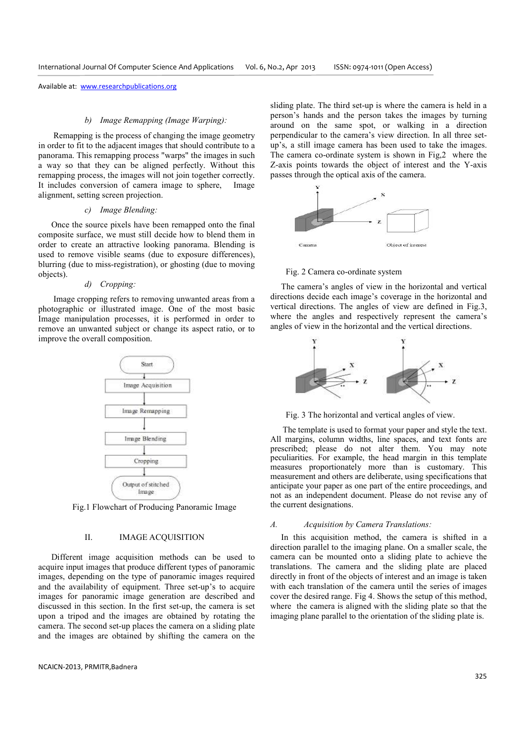### b) *Image Remapping (Image Warping):*

Remapping is the process of changing the image geometry in order to fit to the adjacent images that should contribute to a panorama. This remapping process "warps" the images in such a way so that they can be aligned perfectly. Without this remapping process, the images will not join together correctly. It includes conversion of camera image to sphere, Image alignment, setting screen projection.

### c) *Image Blending:*

Once the source pixels have been remapped onto the final composite surface, we must still decide how to blend them in order to create an attractive looking panorama. Blending is used to remove visible seams (due to exposure differences), blurring (due to miss-registration), or ghosting (due to moving objects).

### d) *Cropping:*

Image cropping refers to removing unwanted areas from a photographic or illustrated image. One of the most basic Image manipulation processes, it is performed in order to remove an unwanted subject or change its aspect ratio, or to improve the overall composition.

Fig.1 Flowchart of Producing Panoramic Image

## II. IMAGE ACQUISITION

Different image acquisition methods can be used to acquire input images that produce different types of panoramic images, depending on the type of panoramic images required and the availability of equipment. Three set-up's to acquire images for panoramic image generation are described and discussed in this section. In the first set-up, the camera is set upon a tripod and the images are obtained by rotating the camera. The second set-up places the camera on a sliding plate and the images are obtained by shifting the camera on the sliding plate. The third set-up is where the camera is held in a person's hands and the person takes the images by turning around on the same spot, or walking in a direction perpendicular to the camera's view direction. In all three set-up's, a still image camera has been used to take the images. The camera co-ordinate system is shown in Fig,2 where the Z-axis points towards the object of interest and the Y-axis passes through the optical axis of the camera.

Fig. 2 Camera co-ordinate system

The camera's angles of view in the horizontal and vertical directions decide each image's coverage in the horizontal and vertical directions. The angles of view are defined in Fig.3, where the angles and respectively represent the camera's angles of view in the horizontal and the vertical directions.

Fig. 3 The horizontal and vertical angles of view.

The template is used to format your paper and style the text. All margins, column widths, line spaces, and text fonts are prescribed; please do not alter them. You may note peculiarities. For example, the head margin in this template measures proportionately more than is customary. This measurement and others are deliberate, using specifications that anticipate your paper as one part of the entire proceedings, and not as an independent document. Please do not revise any of the current designations.

### A. *Acquisition by Camera Translations:*

In this acquisition method, the camera is shifted in a direction parallel to the imaging plane. On a smaller scale, the camera can be mounted onto a sliding plate to achieve the translations. The camera and the sliding plate are placed directly in front of the objects of interest and an image is taken with each translation of the camera until the series of images cover the desired range. Fig 4. Shows the setup of this method, where the camera is aligned with the sliding plate so that the imaging plane parallel to the orientation of the sliding plate is.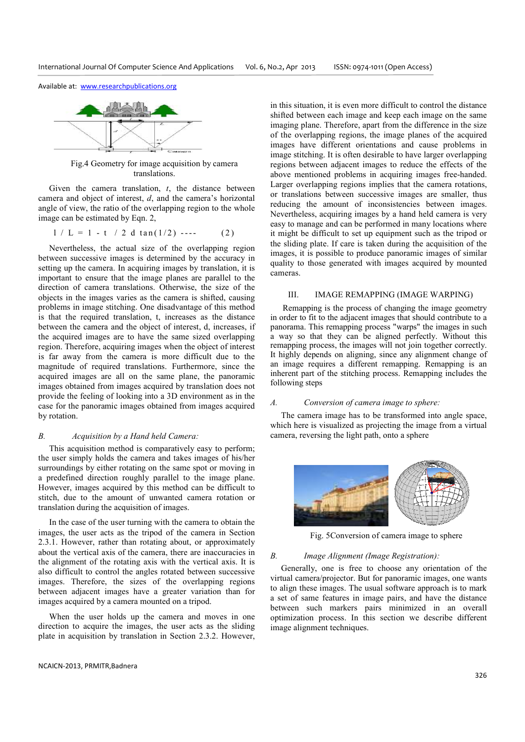Fig.4 Geometry for image acquisition by camera translations.

Given the camera translation, *t*, the distance between camera and object of interest, *d*, and the camera's horizontal angle of view, the ratio of the overlapping region to the whole image can be estimated by Eqn. 2,

$$l / L = 1 - t / 2d \tan(1/2) \quad ---- \quad (2)$$

Nevertheless, the actual size of the overlapping region between successive images is determined by the accuracy in setting up the camera. In acquiring images by translation, it is important to ensure that the image planes are parallel to the direction of camera translations. Otherwise, the size of the objects in the images varies as the camera is shifted, causing problems in image stitching. One disadvantage of this method is that the required translation, t, increases as the distance between the camera and the object of interest, d, increases, if the acquired images are to have the same sized overlapping region. Therefore, acquiring images when the object of interest is far away from the camera is more difficult due to the magnitude of required translations. Furthermore, since the acquired images are all on the same plane, the panoramic images obtained from images acquired by translation does not provide the feeling of looking into a 3D environment as in the case for the panoramic images obtained from images acquired by rotation.

### B. *Acquisition by a Hand held Camera:*

This acquisition method is comparatively easy to perform; the user simply holds the camera and takes images of his/her surroundings by either rotating on the same spot or moving in a predefined direction roughly parallel to the image plane. However, images acquired by this method can be difficult to stitch, due to the amount of unwanted camera rotation or translation during the acquisition of images.

In the case of the user turning with the camera to obtain the images, the user acts as the tripod of the camera in Section 2.3.1. However, rather than rotating about, or approximately about the vertical axis of the camera, there are inaccuracies in the alignment of the rotating axis with the vertical axis. It is also difficult to control the angles rotated between successive images. Therefore, the sizes of the overlapping regions between adjacent images have a greater variation than for images acquired by a camera mounted on a tripod.

When the user holds up the camera and moves in one direction to acquire the images, the user acts as the sliding plate in acquisition by translation in Section 2.3.2. However, in this situation, it is even more difficult to control the distance shifted between each image and keep each image on the same imaging plane. Therefore, apart from the difference in the size of the overlapping regions, the image planes of the acquired images have different orientations and cause problems in image stitching. It is often desirable to have larger overlapping regions between adjacent images to reduce the effects of the above mentioned problems in acquiring images free-handed. Larger overlapping regions implies that the camera rotations, or translations between successive images are smaller, thus reducing the amount of inconsistencies between images. Nevertheless, acquiring images by a hand held camera is very easy to manage and can be performed in many locations where it might be difficult to set up equipment such as the tripod or the sliding plate. If care is taken during the acquisition of the images, it is possible to produce panoramic images of similar quality to those generated with images acquired by mounted cameras.

## III. IMAGE REMAPPING (IMAGE WARPING)

Remapping is the process of changing the image geometry in order to fit to the adjacent images that should contribute to a panorama. This remapping process "warps" the images in such a way so that they can be aligned perfectly. Without this remapping process, the images will not join together correctly. It highly depends on aligning, since any alignment change of an image requires a different remapping. Remapping is an inherent part of the stitching process. Remapping includes the following steps

### A. *Conversion of camera image to sphere:*

The camera image has to be transformed into angle space, which here is visualized as projecting the image from a virtual camera, reversing the light path, onto a sphere

Fig. 5Conversion of camera image to sphere

### B. *Image Alignment (Image Registration):*

Generally, one is free to choose any orientation of the virtual camera/projector. But for panoramic images, one wants to align these images. The usual software approach is to mark a set of same features in image pairs, and have the distance between such markers pairs minimized in an overall optimization process. In this section we describe different image alignment techniques.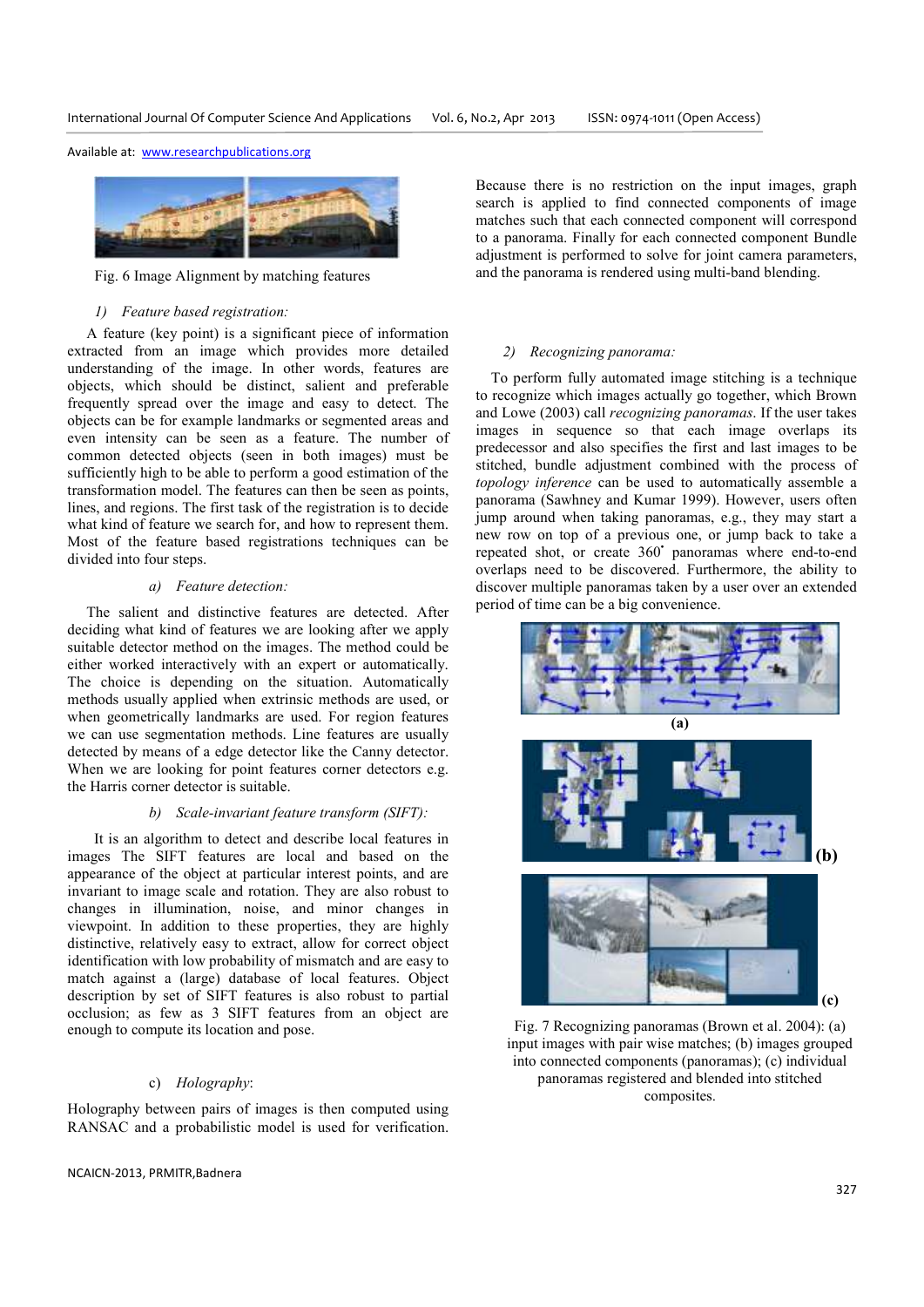Fig. 6 Image Alignment by matching features

*1) Feature based registration:*

A feature (key point) is a significant piece of information extracted from an image which provides more detailed understanding of the image. In other words, features are objects, which should be distinct, salient and preferable frequently spread over the image and easy to detect. The objects can be for example landmarks or segmented areas and even intensity can be seen as a feature. The number of common detected objects (seen in both images) must be sufficiently high to be able to perform a good estimation of the transformation model. The features can then be seen as points, lines, and regions. The first task of the registration is to decide what kind of feature we search for, and how to represent them. Most of the feature based registrations techniques can be divided into four steps.

*a) Feature detection:*

The salient and distinctive features are detected. After deciding what kind of features we are looking after we apply suitable detector method on the images. The method could be either worked interactively with an expert or automatically. The choice is depending on the situation. Automatically methods usually applied when extrinsic methods are used, or when geometrically landmarks are used. For region features we can use segmentation methods. Line features are usually detected by means of a edge detector like the Canny detector. When we are looking for point features corner detectors e.g. the Harris corner detector is suitable.

*b) Scale-invariant feature transform (SIFT):*

It is an algorithm to detect and describe local features in images The SIFT features are local and based on the appearance of the object at particular interest points, and are invariant to image scale and rotation. They are also robust to changes in illumination, noise, and minor changes in viewpoint. In addition to these properties, they are highly distinctive, relatively easy to extract, allow for correct object identification with low probability of mismatch and are easy to match against a (large) database of local features. Object description by set of SIFT features is also robust to partial occlusion; as few as 3 SIFT features from an object are enough to compute its location and pose.

c) *Holography*:

Holography between pairs of images is then computed using RANSAC and a probabilistic model is used for verification. Because there is no restriction on the input images, graph search is applied to find connected components of image matches such that each connected component will correspond to a panorama. Finally for each connected component Bundle adjustment is performed to solve for joint camera parameters, and the panorama is rendered using multi-band blending.

*2) Recognizing panorama:*

To perform fully automated image stitching is a technique to recognize which images actually go together, which Brown and Lowe (2003) call *recognizing panoramas*. If the user takes images in sequence so that each image overlaps its predecessor and also specifies the first and last images to be stitched, bundle adjustment combined with the process of *topology inference* can be used to automatically assemble a panorama (Sawhney and Kumar 1999). However, users often jump around when taking panoramas, e.g., they may start a new row on top of a previous one, or jump back to take a repeated shot, or create 360° panoramas where end-to-end overlaps need to be discovered. Furthermore, the ability to discover multiple panoramas taken by a user over an extended period of time can be a big convenience.

(a)

(b)

(c)

Fig. 7 Recognizing panoramas (Brown et al. 2004): (a) input images with pair wise matches; (b) images grouped into connected components (panoramas); (c) individual panoramas registered and blended into stitched composites.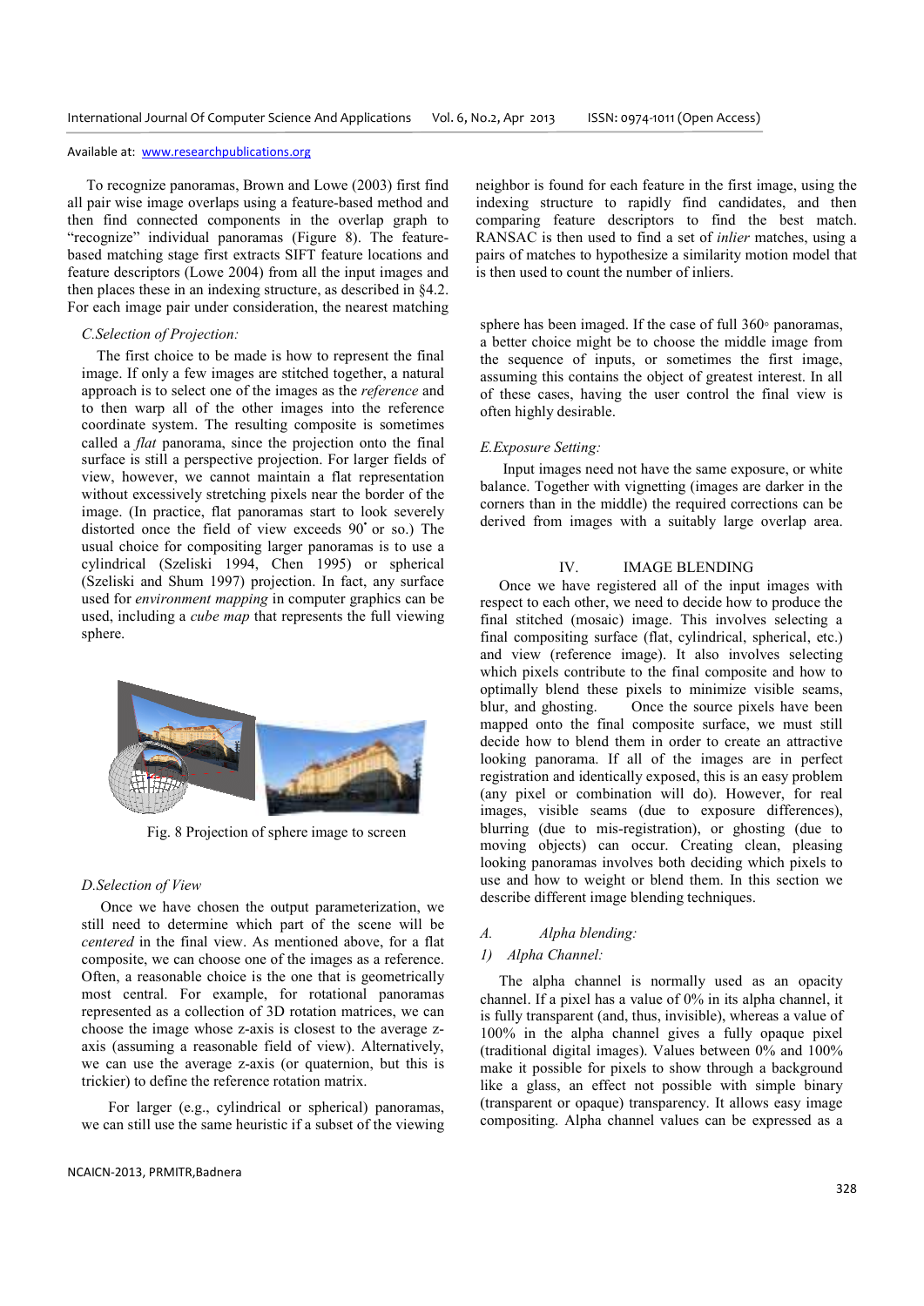To recognize panoramas, Brown and Lowe (2003) first find all pair wise image overlaps using a feature-based method and then find connected components in the overlap graph to "recognize" individual panoramas (Figure 8). The feature-based matching stage first extracts SIFT feature locations and feature descriptors (Lowe 2004) from all the input images and then places these in an indexing structure, as described in §4.2. For each image pair under consideration, the nearest matching neighbor is found for each feature in the first image, using the indexing structure to rapidly find candidates, and then comparing feature descriptors to find the best match. RANSAC is then used to find a set of *inlier* matches, using a pairs of matches to hypothesize a similarity motion model that is then used to count the number of inliers.

### C. Selection of Projection:

The first choice to be made is how to represent the final image. If only a few images are stitched together, a natural approach is to select one of the images as the *reference* and to then warp all of the other images into the reference coordinate system. The resulting composite is sometimes called a *flat* panorama, since the projection onto the final surface is still a perspective projection. For larger fields of view, however, we cannot maintain a flat representation without excessively stretching pixels near the border of the image. (In practice, flat panoramas start to look severely distorted once the field of view exceeds 90° or so.) The usual choice for compositing larger panoramas is to use a cylindrical (Szeliski 1994, Chen 1995) or spherical (Szeliski and Shum 1997) projection. In fact, any surface used for *environment mapping* in computer graphics can be used, including a *cube map* that represents the full viewing sphere.

Fig. 8 Projection of sphere image to screen

### D. Selection of View

Once we have chosen the output parameterization, we still need to determine which part of the scene will be *centered* in the final view. As mentioned above, for a flat composite, we can choose one of the images as a reference. Often, a reasonable choice is the one that is geometrically most central. For example, for rotational panoramas represented as a collection of 3D rotation matrices, we can choose the image whose z-axis is closest to the average z-axis (assuming a reasonable field of view). Alternatively, we can use the average z-axis (or quaternion, but this is trickier) to define the reference rotation matrix.

For larger (e.g., cylindrical or spherical) panoramas, we can still use the same heuristic if a subset of the viewing sphere has been imaged. If the case of full 360° panoramas, a better choice might be to choose the middle image from the sequence of inputs, or sometimes the first image, assuming this contains the object of greatest interest. In all of these cases, having the user control the final view is often highly desirable.

### E. Exposure Setting:

Input images need not have the same exposure, or white balance. Together with vignetting (images are darker in the corners than in the middle) the required corrections can be derived from images with a suitably large overlap area.

## IV. IMAGE BLENDING

Once we have registered all of the input images with respect to each other, we need to decide how to produce the final stitched (mosaic) image. This involves selecting a final compositing surface (flat, cylindrical, spherical, etc.) and view (reference image). It also involves selecting which pixels contribute to the final composite and how to optimally blend these pixels to minimize visible seams, blur, and ghosting. Once the source pixels have been mapped onto the final composite surface, we must still decide how to blend them in order to create an attractive looking panorama. If all of the images are in perfect registration and identically exposed, this is an easy problem (any pixel or combination will do). However, for real images, visible seams (due to exposure differences), blurring (due to mis-registration), or ghosting (due to moving objects) can occur. Creating clean, pleasing looking panoramas involves both deciding which pixels to use and how to weight or blend them. In this section we describe different image blending techniques.

### A. Alpha blending:

#### 1) Alpha Channel:

The alpha channel is normally used as an opacity channel. If a pixel has a value of 0% in its alpha channel, it is fully transparent (and, thus, invisible), whereas a value of 100% in the alpha channel gives a fully opaque pixel (traditional digital images). Values between 0% and 100% make it possible for pixels to show through a background like a glass, an effect not possible with simple binary (transparent or opaque) transparency. It allows easy image compositing. Alpha channel values can be expressed as a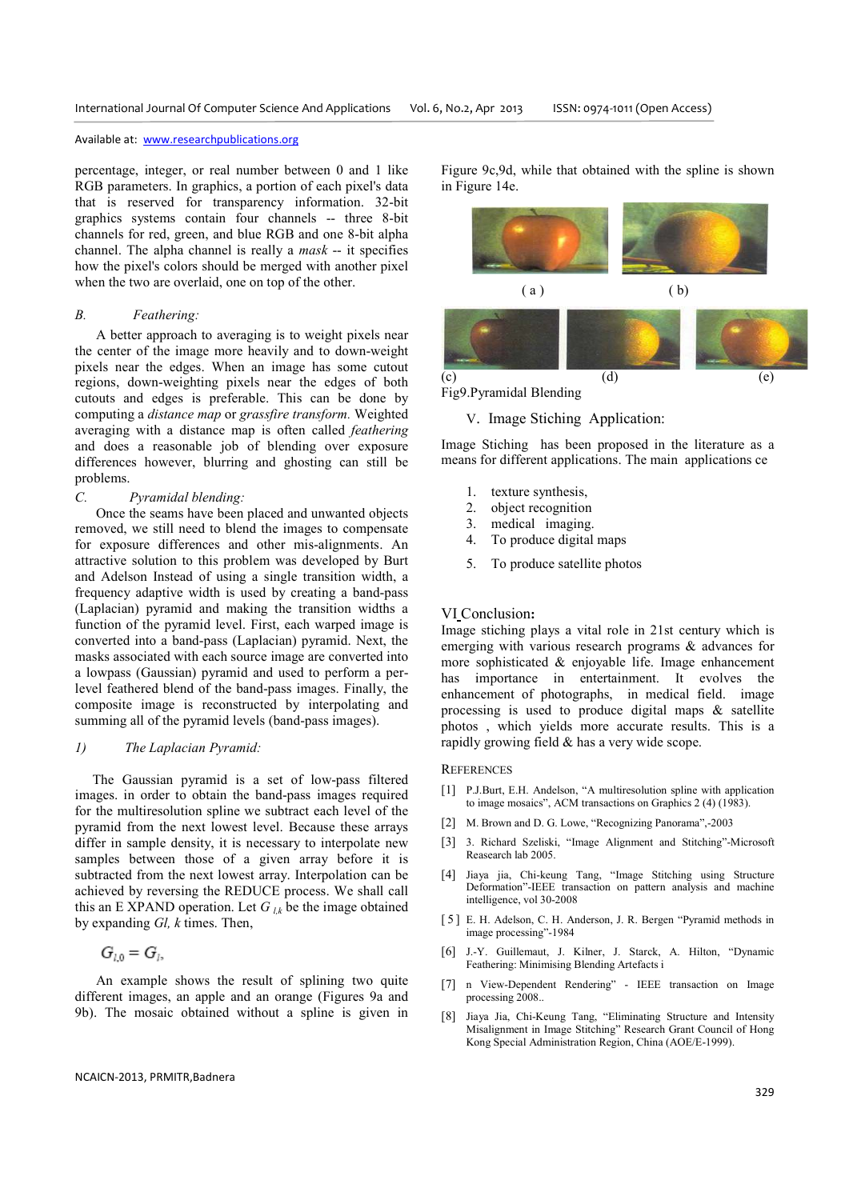percentage, integer, or real number between 0 and 1 like RGB parameters. In graphics, a portion of each pixel's data that is reserved for transparency information. 32-bit graphics systems contain four channels -- three 8-bit channels for red, green, and blue RGB and one 8-bit alpha channel. The alpha channel is really a *mask* -- it specifies how the pixel's colors should be merged with another pixel when the two are overlaid, one on top of the other.

### B. Feathering:

A better approach to averaging is to weight pixels near the center of the image more heavily and to down-weight pixels near the edges. When an image has some cutout regions, down-weighting pixels near the edges of both cutouts and edges is preferable. This can be done by computing a *distance map* or *grassfire transform.* Weighted averaging with a distance map is often called *feathering* and does a reasonable job of blending over exposure differences however, blurring and ghosting can still be problems.

### C. Pyramidal blending:

Once the seams have been placed and unwanted objects removed, we still need to blend the images to compensate for exposure differences and other mis-alignments. An attractive solution to this problem was developed by Burt and Adelson Instead of using a single transition width, a frequency adaptive width is used by creating a band-pass (Laplacian) pyramid and making the transition widths a function of the pyramid level. First, each warped image is converted into a band-pass (Laplacian) pyramid. Next, the masks associated with each source image are converted into a lowpass (Gaussian) pyramid and used to perform a per-level feathered blend of the band-pass images. Finally, the composite image is reconstructed by interpolating and summing all of the pyramid levels (band-pass images).

#### 1) The Laplacian Pyramid:

The Gaussian pyramid is a set of low-pass filtered images. in order to obtain the band-pass images required for the multiresolution spline we subtract each level of the pyramid from the next lowest level. Because these arrays differ in sample density, it is necessary to interpolate new samples between those of a given array before it is subtracted from the next lowest array. Interpolation can be achieved by reversing the REDUCE process. We shall call this an E XPAND operation. Let $G_{l,k}$ be the image obtained by expanding *Gl, k* times. Then,

$$G_{l,0} = G_l,$$

An example shows the result of splining two quite different images, an apple and an orange (Figures 9a and 9b). The mosaic obtained without a spline is given in Figure 9c,9d, while that obtained with the spline is shown in Figure 14e.

( a ) ( b )

(c) (d) (e)

Fig9.Pyramidal Blending

## V. Image Stiching Application:

Image Stiching has been proposed in the literature as a means for different applications. The main applications ce

1. texture synthesis,
2. object recognition
3. medical imaging.
4. To produce digital maps
5. To produce satellite photos

## VI Conclusion:

Image stiching plays a vital role in 21st century which is emerging with various research programs & advances for more sophisticated & enjoyable life. Image enhancement has importance in entertainment. It evolves the enhancement of photographs, in medical field. image processing is used to produce digital maps & satellite photos , which yields more accurate results. This is a rapidly growing field & has a very wide scope.

## References

[1] P.J.Burt, E.H. Andelson, "A multiresolution spline with application to image mosaics", ACM transactions on Graphics 2 (4) (1983).

[2] M. Brown and D. G. Lowe, "Recognizing Panorama",-2003

[3] 3. Richard Szeliski, "Image Alignment and Stitching"-Microsoft Reasearch lab 2005.

[4] Jiaya jia, Chi-keung Tang, "Image Stitching using Structure Deformation"-IEEE transaction on pattern analysis and machine intelligence, vol 30-2008

[5] E. H. Adelson, C. H. Anderson, J. R. Bergen "Pyramid methods in image processing"-1984

[6] J.-Y. Guillemaut, J. Kilner, J. Starck, A. Hilton, "Dynamic Feathering: Minimising Blending Artefacts i

[7] n View-Dependent Rendering" - IEEE transaction on Image processing 2008..

[8] Jiaya Jia, Chi-Keung Tang, "Eliminating Structure and Intensity Misalignment in Image Stitching" Research Grant Council of Hong Kong Special Administration Region, China (AOE/E-1999).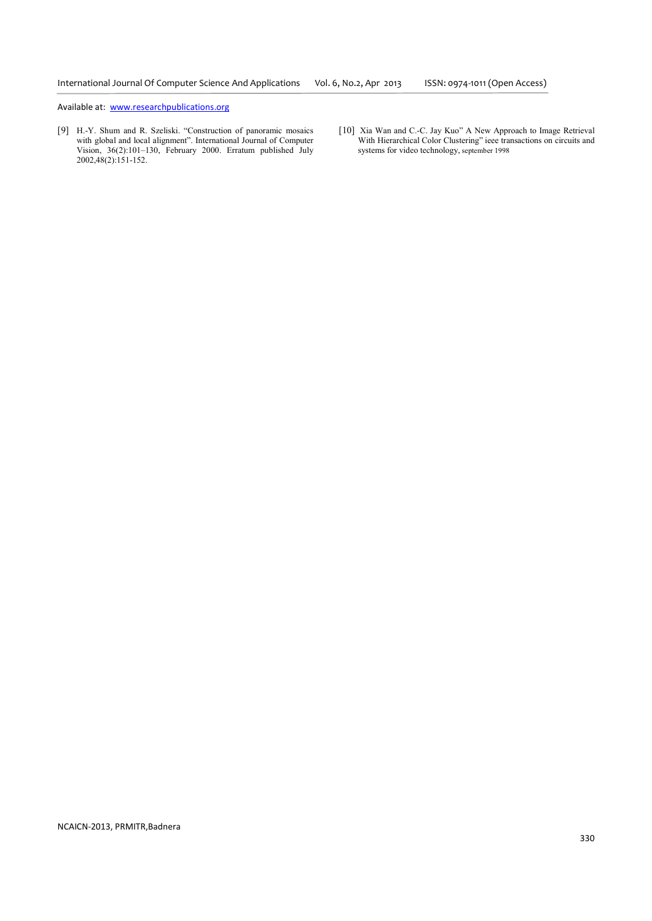[9] H.-Y. Shum and R. Szeliski. "Construction of panoramic mosaics with global and local alignment". International Journal of Computer Vision, 36(2):101–130, February 2000. Erratum published July 2002,48(2):151-152.

[10] Xia Wan and C.-C. Jay Kuo" A New Approach to Image Retrieval With Hierarchical Color Clustering" ieee transactions on circuits and systems for video technology, september 1998